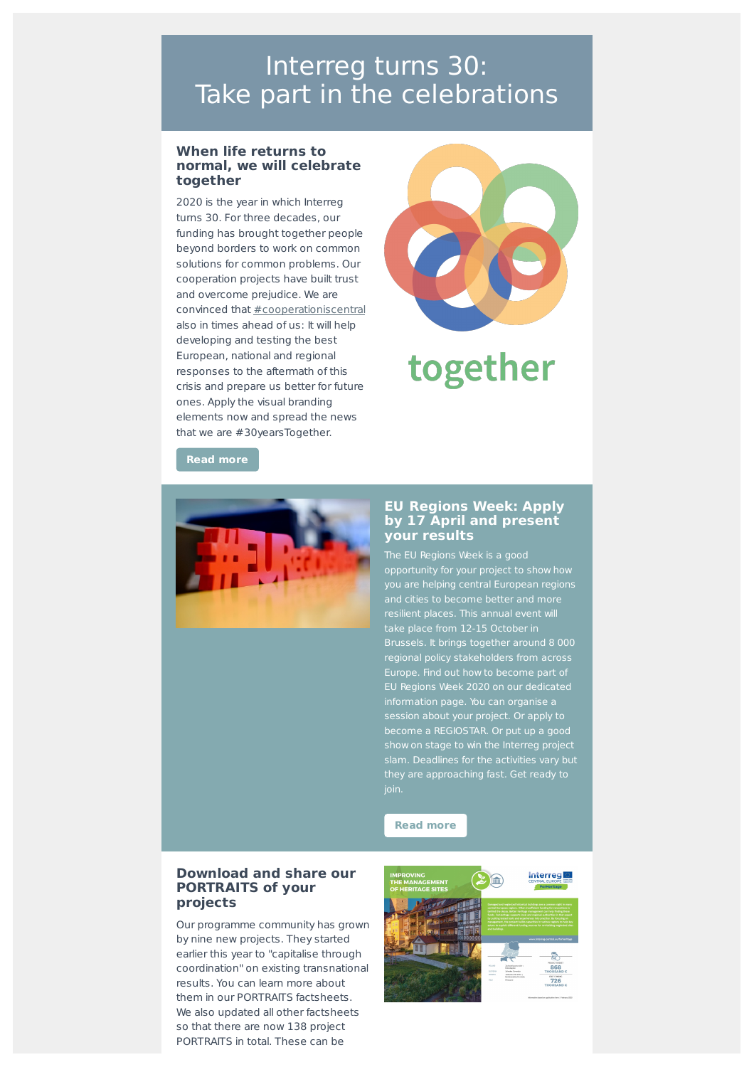# Interreg turns 30: Take part in the celebrations

## When life returns to normal, we will celebrate together

2020 is the year in which Interreg turns 30. For three decades, our funding has brought together people beyond borders to work on common solutions for common problems. Our cooperation projects have built trust and overcome prejudice. We are convinced that #cooperationiscentral also in times ahead of us: It will help developing and testing the best European, national and regional responses to the aftermath of this crisis and prepare us better for future ones. Apply the visual branding elements now and spread the news that we are #30yearsTogether.

together

Read more

## EU Regions Week: Apply by 17 April and present your results

The EU Regions Week is a good opportunity for your project to show how you are helping central European regions and cities to become better and more resilient places. This annual event will take place from 12-15 October in Brussels. It brings together around 8 000 regional policy stakeholders from across Europe. Find out how to become part of EU Regions Week 2020 on our dedicated information page. You can organise a session about your project. Or apply to become a REGIOSTAR. Or put up a good show on stage to win the Interreg project slam. Deadlines for the activities vary but they are approaching fast. Get ready to join.

Read more

## Download and share our PORTRAITS of your projects

Our programme community has grown by nine new projects. They started earlier this year to "capitalise through coordination" on existing transnational results. You can learn more about them in our PORTRAITS factsheets. We also updated all other factsheets so that there are now 138 project PORTRAITS in total. These can be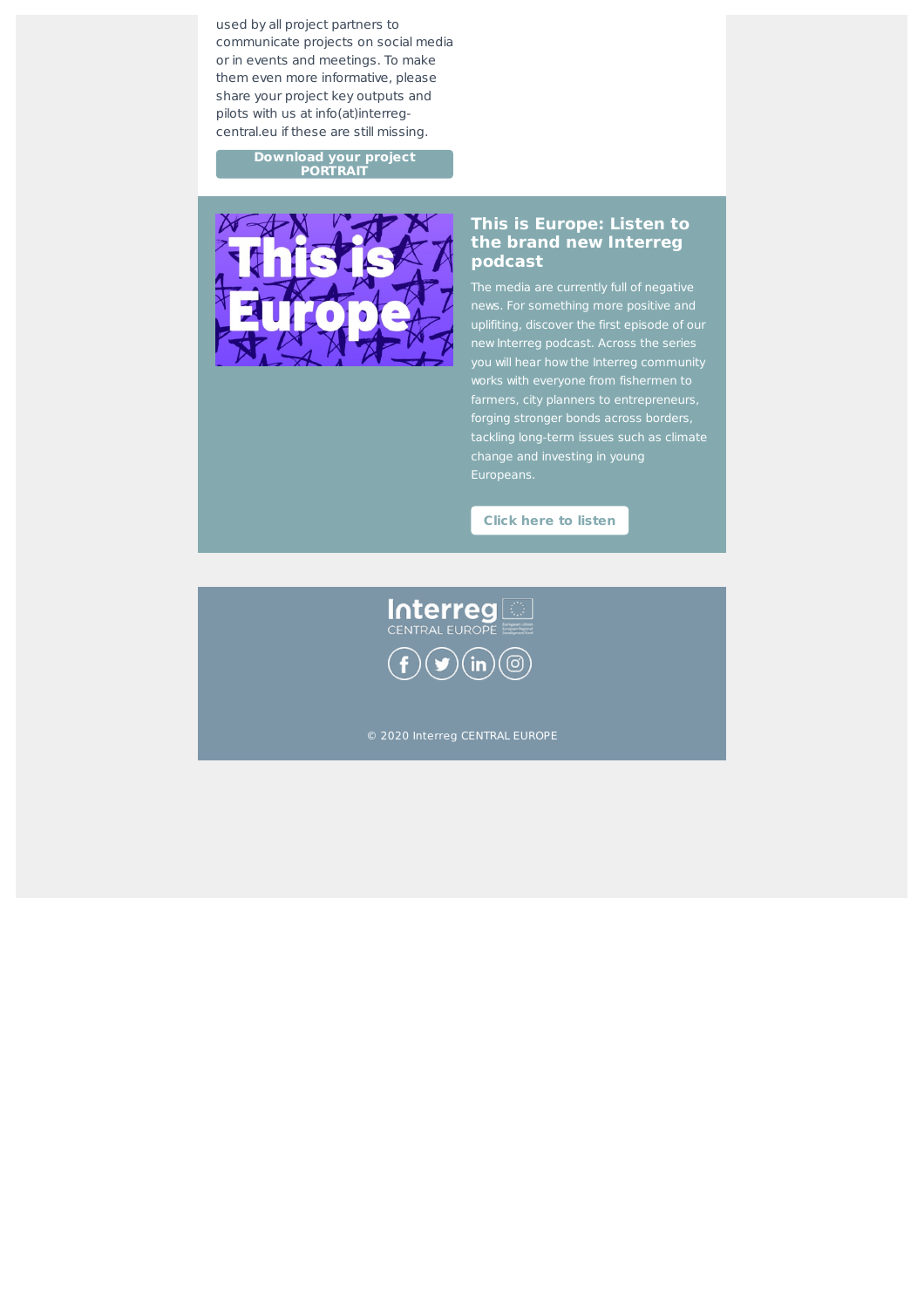used by all project partners to communicate projects on social media or in events and meetings. To make them even more informative, please share your project key outputs and pilots with us at info(at)interreg-central.eu if these are still missing.

Download your project PORTRAIT

## This is Europe: Listen to the brand new Interreg podcast

The media are currently full of negative news. For something more positive and uplifting, discover the first episode of our new Interreg podcast. Across the series you will hear how the Interreg community works with everyone from fishermen to farmers, city planners to entrepreneurs, forging stronger bonds across borders, tackling long-term issues such as climate change and investing in young Europeans.

Click here to listen

© 2020 Interreg CENTRAL EUROPE